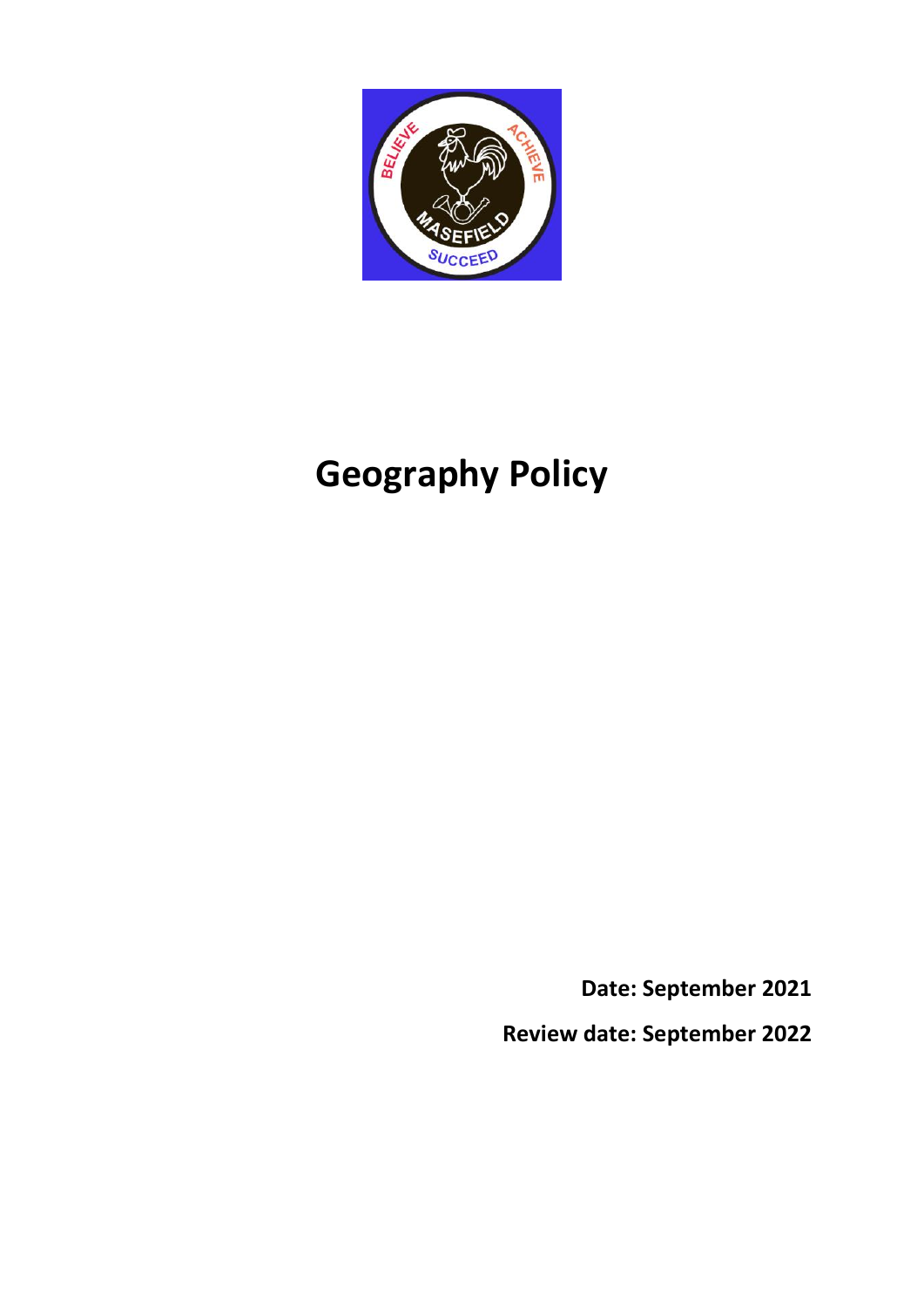# Geography Policy

**Date: September 2021**

**Review date: September 2022**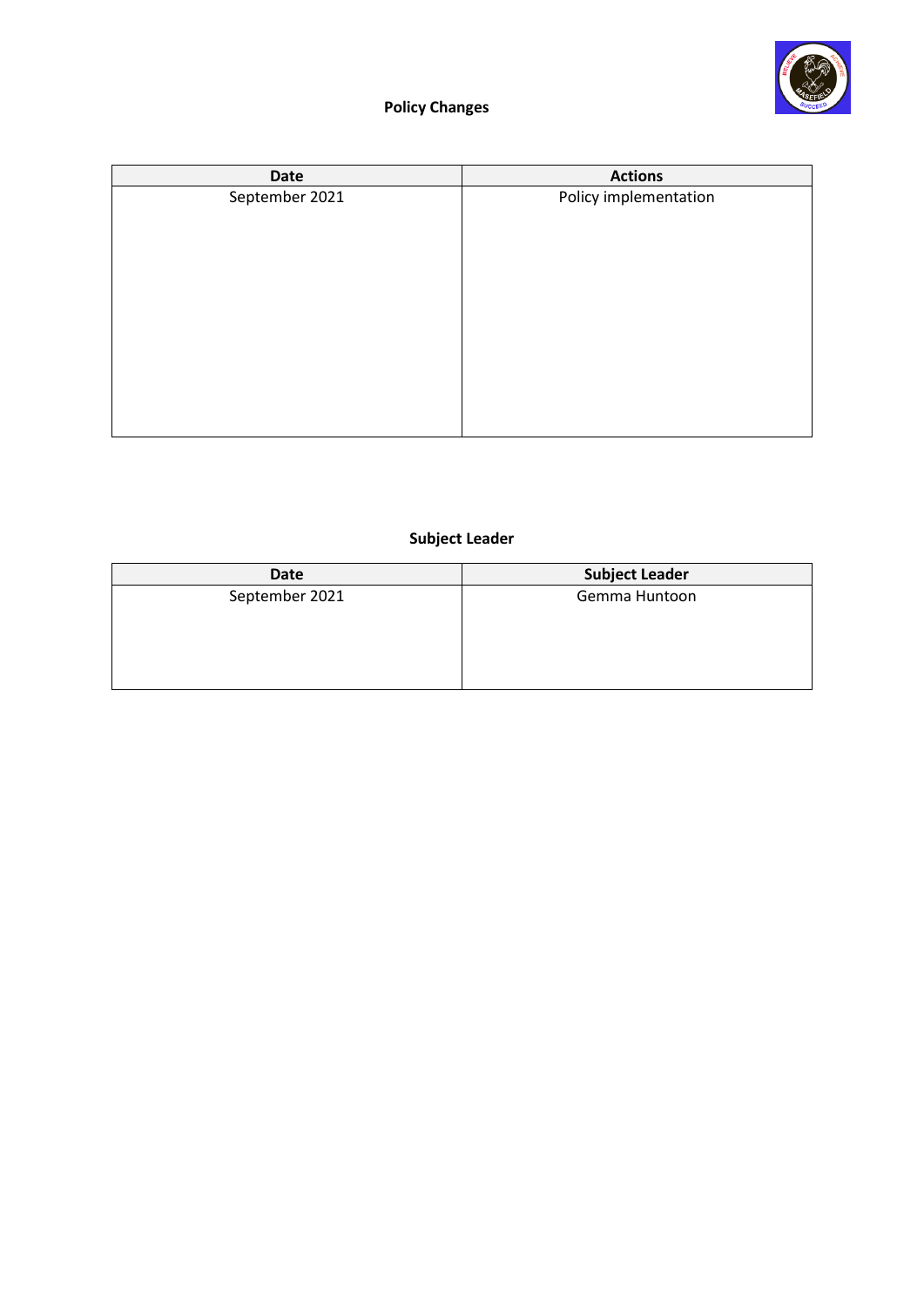**Policy Changes**

| Date | Actions |
|---|---|
| September 2021 | Policy implementation |

**Subject Leader**

| Date | Subject Leader |
|---|---|
| September 2021 | Gemma Huntoon |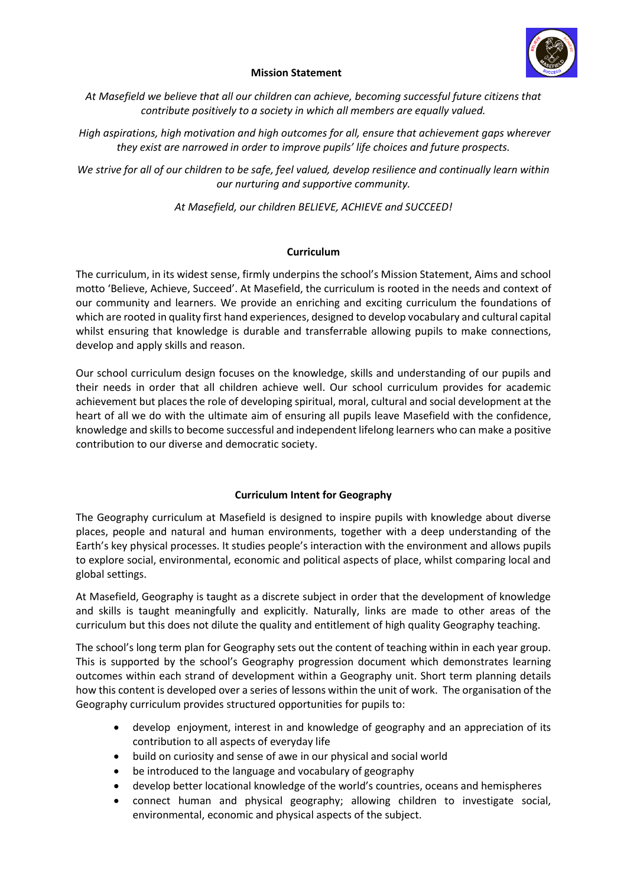**Mission Statement**

*At Masefield we believe that all our children can achieve, becoming successful future citizens that contribute positively to a society in which all members are equally valued.*

*High aspirations, high motivation and high outcomes for all, ensure that achievement gaps wherever they exist are narrowed in order to improve pupils' life choices and future prospects.*

*We strive for all of our children to be safe, feel valued, develop resilience and continually learn within our nurturing and supportive community.*

*At Masefield, our children BELIEVE, ACHIEVE and SUCCEED!*

**Curriculum**

The curriculum, in its widest sense, firmly underpins the school's Mission Statement, Aims and school motto 'Believe, Achieve, Succeed'. At Masefield, the curriculum is rooted in the needs and context of our community and learners. We provide an enriching and exciting curriculum the foundations of which are rooted in quality first hand experiences, designed to develop vocabulary and cultural capital whilst ensuring that knowledge is durable and transferrable allowing pupils to make connections, develop and apply skills and reason.

Our school curriculum design focuses on the knowledge, skills and understanding of our pupils and their needs in order that all children achieve well. Our school curriculum provides for academic achievement but places the role of developing spiritual, moral, cultural and social development at the heart of all we do with the ultimate aim of ensuring all pupils leave Masefield with the confidence, knowledge and skills to become successful and independent lifelong learners who can make a positive contribution to our diverse and democratic society.

**Curriculum Intent for Geography**

The Geography curriculum at Masefield is designed to inspire pupils with knowledge about diverse places, people and natural and human environments, together with a deep understanding of the Earth's key physical processes. It studies people's interaction with the environment and allows pupils to explore social, environmental, economic and political aspects of place, whilst comparing local and global settings.

At Masefield, Geography is taught as a discrete subject in order that the development of knowledge and skills is taught meaningfully and explicitly. Naturally, links are made to other areas of the curriculum but this does not dilute the quality and entitlement of high quality Geography teaching.

The school's long term plan for Geography sets out the content of teaching within in each year group. This is supported by the school's Geography progression document which demonstrates learning outcomes within each strand of development within a Geography unit. Short term planning details how this content is developed over a series of lessons within the unit of work. The organisation of the Geography curriculum provides structured opportunities for pupils to:

- develop enjoyment, interest in and knowledge of geography and an appreciation of its contribution to all aspects of everyday life
- build on curiosity and sense of awe in our physical and social world
- be introduced to the language and vocabulary of geography
- develop better locational knowledge of the world's countries, oceans and hemispheres
- connect human and physical geography; allowing children to investigate social, environmental, economic and physical aspects of the subject.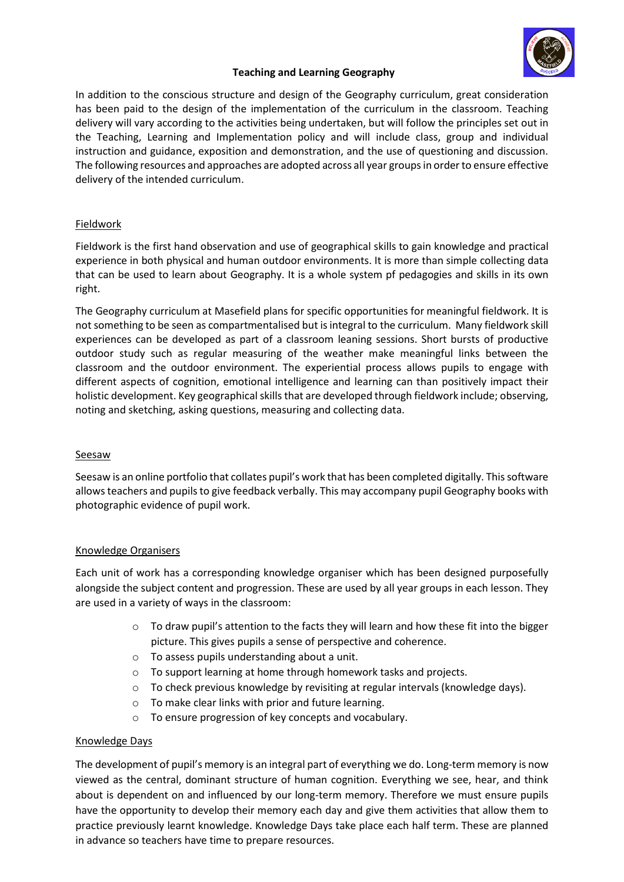# Teaching and Learning Geography

In addition to the conscious structure and design of the Geography curriculum, great consideration has been paid to the design of the implementation of the curriculum in the classroom. Teaching delivery will vary according to the activities being undertaken, but will follow the principles set out in the Teaching, Learning and Implementation policy and will include class, group and individual instruction and guidance, exposition and demonstration, and the use of questioning and discussion. The following resources and approaches are adopted across all year groups in order to ensure effective delivery of the intended curriculum.

## Fieldwork

Fieldwork is the first hand observation and use of geographical skills to gain knowledge and practical experience in both physical and human outdoor environments. It is more than simple collecting data that can be used to learn about Geography. It is a whole system pf pedagogies and skills in its own right.

The Geography curriculum at Masefield plans for specific opportunities for meaningful fieldwork. It is not something to be seen as compartmentalised but is integral to the curriculum. Many fieldwork skill experiences can be developed as part of a classroom leaning sessions. Short bursts of productive outdoor study such as regular measuring of the weather make meaningful links between the classroom and the outdoor environment. The experiential process allows pupils to engage with different aspects of cognition, emotional intelligence and learning can than positively impact their holistic development. Key geographical skills that are developed through fieldwork include; observing, noting and sketching, asking questions, measuring and collecting data.

## Seesaw

Seesaw is an online portfolio that collates pupil's work that has been completed digitally. This software allows teachers and pupils to give feedback verbally. This may accompany pupil Geography books with photographic evidence of pupil work.

## Knowledge Organisers

Each unit of work has a corresponding knowledge organiser which has been designed purposefully alongside the subject content and progression. These are used by all year groups in each lesson. They are used in a variety of ways in the classroom:

- To draw pupil's attention to the facts they will learn and how these fit into the bigger picture. This gives pupils a sense of perspective and coherence.
- To assess pupils understanding about a unit.
- To support learning at home through homework tasks and projects.
- To check previous knowledge by revisiting at regular intervals (knowledge days).
- To make clear links with prior and future learning.
- To ensure progression of key concepts and vocabulary.

## Knowledge Days

The development of pupil's memory is an integral part of everything we do. Long-term memory is now viewed as the central, dominant structure of human cognition. Everything we see, hear, and think about is dependent on and influenced by our long-term memory. Therefore we must ensure pupils have the opportunity to develop their memory each day and give them activities that allow them to practice previously learnt knowledge. Knowledge Days take place each half term. These are planned in advance so teachers have time to prepare resources.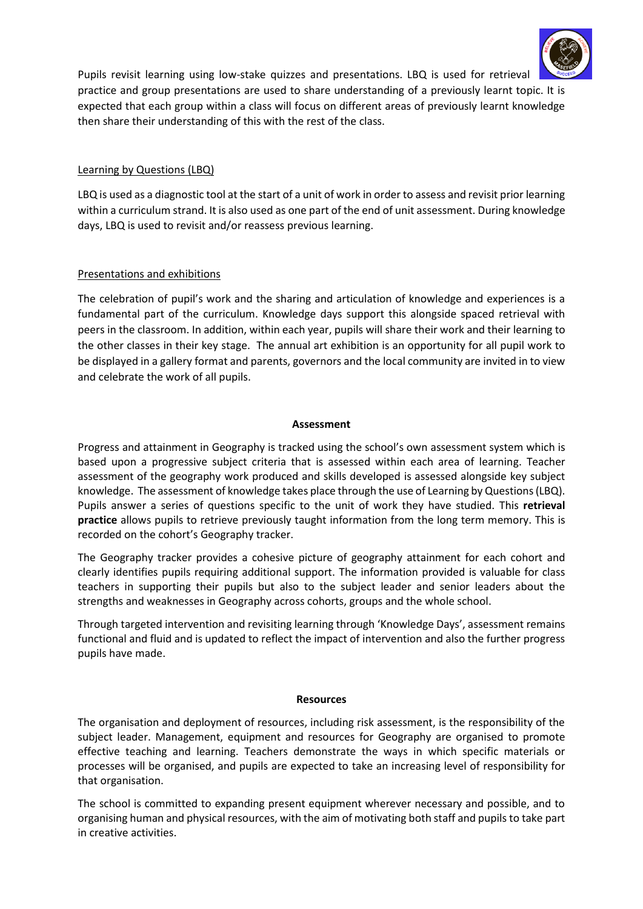Pupils revisit learning using low-stake quizzes and presentations. LBQ is used for retrieval practice and group presentations are used to share understanding of a previously learnt topic. It is expected that each group within a class will focus on different areas of previously learnt knowledge then share their understanding of this with the rest of the class.

Learning by Questions (LBQ)

LBQ is used as a diagnostic tool at the start of a unit of work in order to assess and revisit prior learning within a curriculum strand. It is also used as one part of the end of unit assessment. During knowledge days, LBQ is used to revisit and/or reassess previous learning.

Presentations and exhibitions

The celebration of pupil's work and the sharing and articulation of knowledge and experiences is a fundamental part of the curriculum. Knowledge days support this alongside spaced retrieval with peers in the classroom. In addition, within each year, pupils will share their work and their learning to the other classes in their key stage. The annual art exhibition is an opportunity for all pupil work to be displayed in a gallery format and parents, governors and the local community are invited in to view and celebrate the work of all pupils.

## Assessment

Progress and attainment in Geography is tracked using the school's own assessment system which is based upon a progressive subject criteria that is assessed within each area of learning. Teacher assessment of the geography work produced and skills developed is assessed alongside key subject knowledge. The assessment of knowledge takes place through the use of Learning by Questions (LBQ). Pupils answer a series of questions specific to the unit of work they have studied. This **retrieval practice** allows pupils to retrieve previously taught information from the long term memory. This is recorded on the cohort's Geography tracker.

The Geography tracker provides a cohesive picture of geography attainment for each cohort and clearly identifies pupils requiring additional support. The information provided is valuable for class teachers in supporting their pupils but also to the subject leader and senior leaders about the strengths and weaknesses in Geography across cohorts, groups and the whole school.

Through targeted intervention and revisiting learning through 'Knowledge Days', assessment remains functional and fluid and is updated to reflect the impact of intervention and also the further progress pupils have made.

## Resources

The organisation and deployment of resources, including risk assessment, is the responsibility of the subject leader. Management, equipment and resources for Geography are organised to promote effective teaching and learning. Teachers demonstrate the ways in which specific materials or processes will be organised, and pupils are expected to take an increasing level of responsibility for that organisation.

The school is committed to expanding present equipment wherever necessary and possible, and to organising human and physical resources, with the aim of motivating both staff and pupils to take part in creative activities.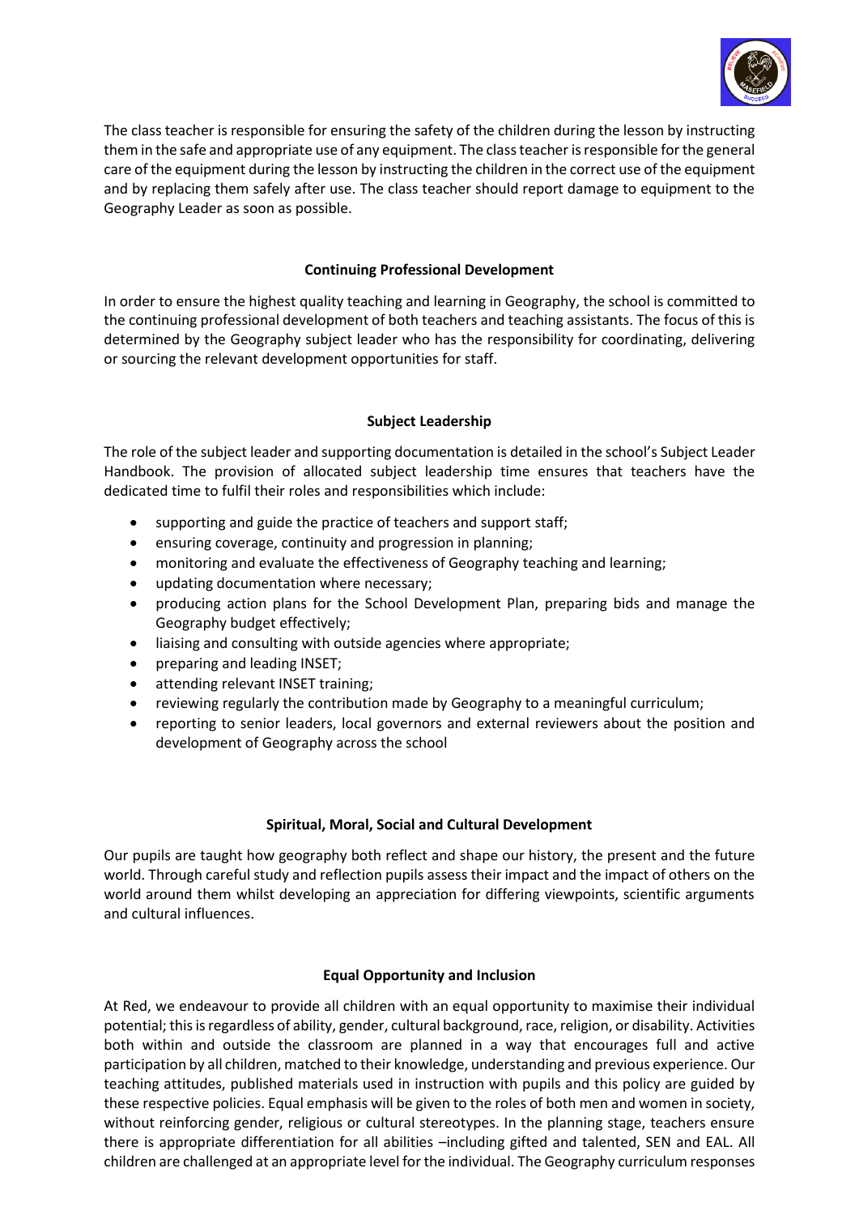The class teacher is responsible for ensuring the safety of the children during the lesson by instructing them in the safe and appropriate use of any equipment. The class teacher is responsible for the general care of the equipment during the lesson by instructing the children in the correct use of the equipment and by replacing them safely after use. The class teacher should report damage to equipment to the Geography Leader as soon as possible.

**Continuing Professional Development**

In order to ensure the highest quality teaching and learning in Geography, the school is committed to the continuing professional development of both teachers and teaching assistants. The focus of this is determined by the Geography subject leader who has the responsibility for coordinating, delivering or sourcing the relevant development opportunities for staff.

**Subject Leadership**

The role of the subject leader and supporting documentation is detailed in the school's Subject Leader Handbook. The provision of allocated subject leadership time ensures that teachers have the dedicated time to fulfil their roles and responsibilities which include:

- supporting and guide the practice of teachers and support staff;
- ensuring coverage, continuity and progression in planning;
- monitoring and evaluate the effectiveness of Geography teaching and learning;
- updating documentation where necessary;
- producing action plans for the School Development Plan, preparing bids and manage the Geography budget effectively;
- liaising and consulting with outside agencies where appropriate;
- preparing and leading INSET;
- attending relevant INSET training;
- reviewing regularly the contribution made by Geography to a meaningful curriculum;
- reporting to senior leaders, local governors and external reviewers about the position and development of Geography across the school

**Spiritual, Moral, Social and Cultural Development**

Our pupils are taught how geography both reflect and shape our history, the present and the future world. Through careful study and reflection pupils assess their impact and the impact of others on the world around them whilst developing an appreciation for differing viewpoints, scientific arguments and cultural influences.

**Equal Opportunity and Inclusion**

At Red, we endeavour to provide all children with an equal opportunity to maximise their individual potential; this is regardless of ability, gender, cultural background, race, religion, or disability. Activities both within and outside the classroom are planned in a way that encourages full and active participation by all children, matched to their knowledge, understanding and previous experience. Our teaching attitudes, published materials used in instruction with pupils and this policy are guided by these respective policies. Equal emphasis will be given to the roles of both men and women in society, without reinforcing gender, religious or cultural stereotypes. In the planning stage, teachers ensure there is appropriate differentiation for all abilities –including gifted and talented, SEN and EAL. All children are challenged at an appropriate level for the individual. The Geography curriculum responses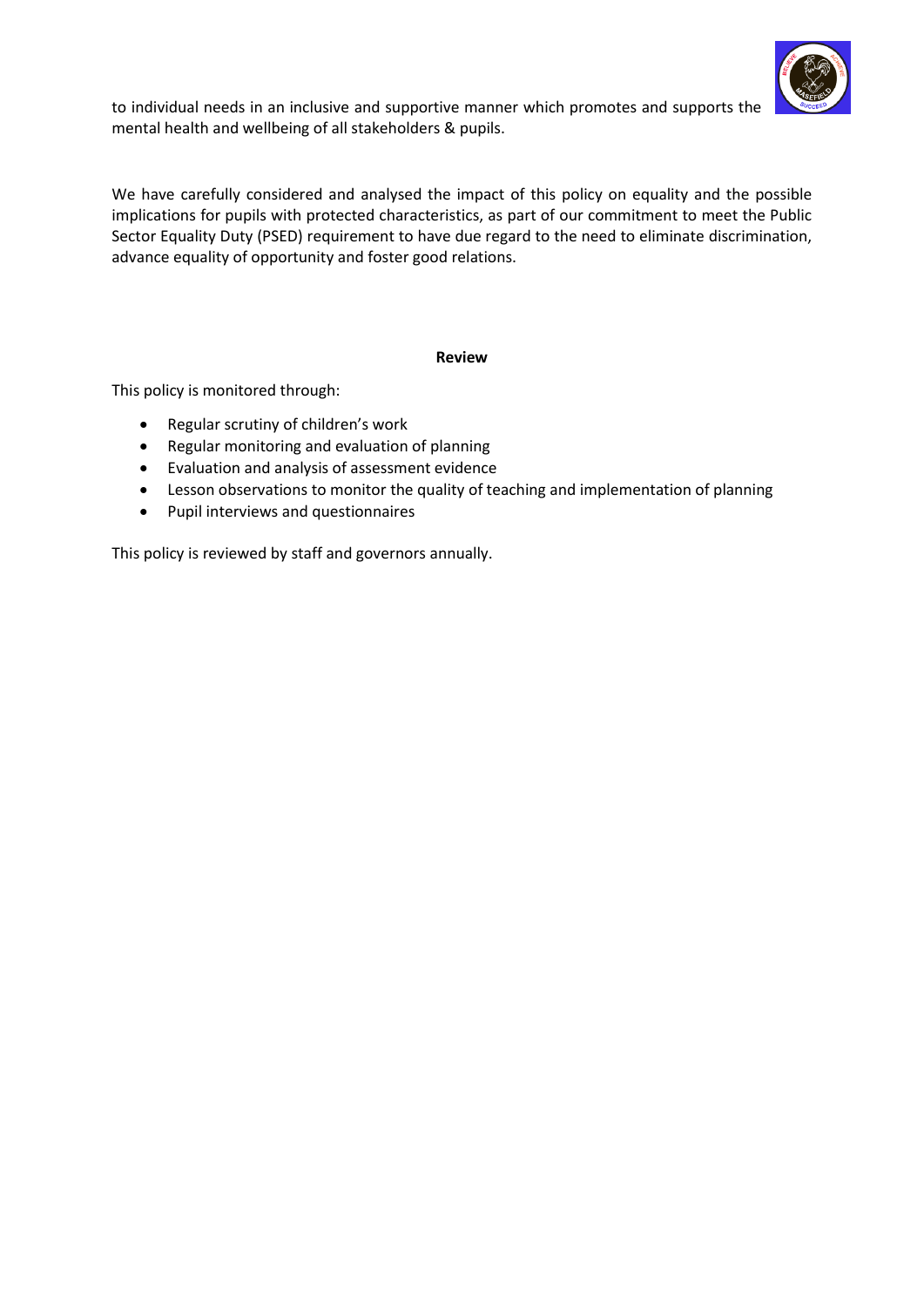to individual needs in an inclusive and supportive manner which promotes and supports the mental health and wellbeing of all stakeholders & pupils.

We have carefully considered and analysed the impact of this policy on equality and the possible implications for pupils with protected characteristics, as part of our commitment to meet the Public Sector Equality Duty (PSED) requirement to have due regard to the need to eliminate discrimination, advance equality of opportunity and foster good relations.

**Review**

This policy is monitored through:

- Regular scrutiny of children's work
- Regular monitoring and evaluation of planning
- Evaluation and analysis of assessment evidence
- Lesson observations to monitor the quality of teaching and implementation of planning
- Pupil interviews and questionnaires

This policy is reviewed by staff and governors annually.